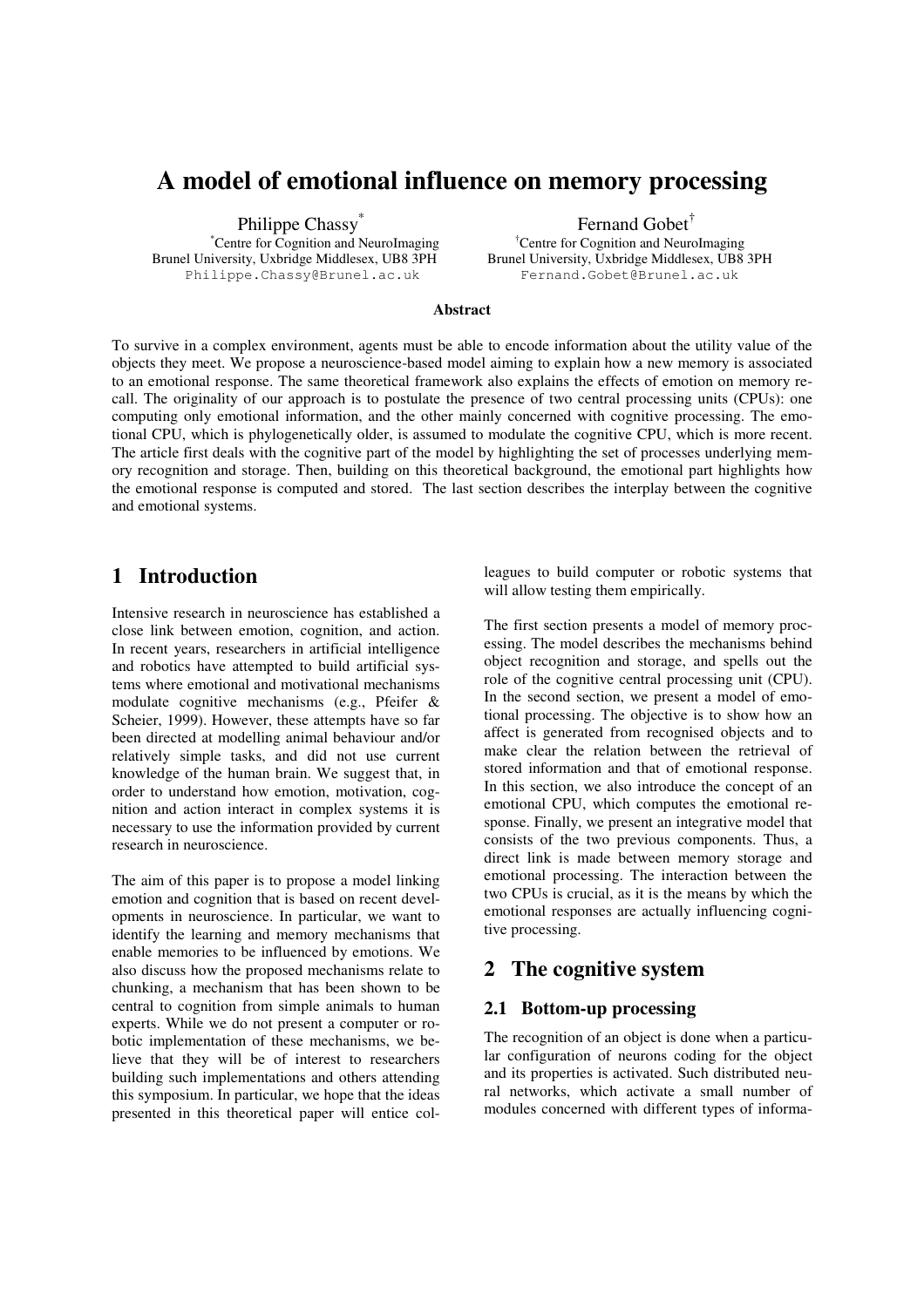# A model of emotional influence on memory processing

Philippe Chassy[*]
[*]Centre for Cognition and NeuroImaging
Brunel University, Uxbridge Middlesex, UB8 3PH
Philippe.Chassy@Brunel.ac.uk

Fernand Gobet[†]
[†]Centre for Cognition and NeuroImaging
Brunel University, Uxbridge Middlesex, UB8 3PH
Fernand.Gobet@Brunel.ac.uk

**Abstract**

To survive in a complex environment, agents must be able to encode information about the utility value of the objects they meet. We propose a neuroscience-based model aiming to explain how a new memory is associated to an emotional response. The same theoretical framework also explains the effects of emotion on memory recall. The originality of our approach is to postulate the presence of two central processing units (CPUs): one computing only emotional information, and the other mainly concerned with cognitive processing. The emotional CPU, which is phylogenetically older, is assumed to modulate the cognitive CPU, which is more recent. The article first deals with the cognitive part of the model by highlighting the set of processes underlying memory recognition and storage. Then, building on this theoretical background, the emotional part highlights how the emotional response is computed and stored. The last section describes the interplay between the cognitive and emotional systems.

## 1 Introduction

Intensive research in neuroscience has established a close link between emotion, cognition, and action. In recent years, researchers in artificial intelligence and robotics have attempted to build artificial systems where emotional and motivational mechanisms modulate cognitive mechanisms (e.g., Pfeifer & Scheier, 1999). However, these attempts have so far been directed at modelling animal behaviour and/or relatively simple tasks, and did not use current knowledge of the human brain. We suggest that, in order to understand how emotion, motivation, cognition and action interact in complex systems it is necessary to use the information provided by current research in neuroscience.

The aim of this paper is to propose a model linking emotion and cognition that is based on recent developments in neuroscience. In particular, we want to identify the learning and memory mechanisms that enable memories to be influenced by emotions. We also discuss how the proposed mechanisms relate to chunking, a mechanism that has been shown to be central to cognition from simple animals to human experts. While we do not present a computer or robotic implementation of these mechanisms, we believe that they will be of interest to researchers building such implementations and others attending this symposium. In particular, we hope that the ideas presented in this theoretical paper will entice colleagues to build computer or robotic systems that will allow testing them empirically.

The first section presents a model of memory processing. The model describes the mechanisms behind object recognition and storage, and spells out the role of the cognitive central processing unit (CPU). In the second section, we present a model of emotional processing. The objective is to show how an affect is generated from recognised objects and to make clear the relation between the retrieval of stored information and that of emotional response. In this section, we also introduce the concept of an emotional CPU, which computes the emotional response. Finally, we present an integrative model that consists of the two previous components. Thus, a direct link is made between memory storage and emotional processing. The interaction between the two CPUs is crucial, as it is the means by which the emotional responses are actually influencing cognitive processing.

## 2 The cognitive system

### 2.1 Bottom-up processing

The recognition of an object is done when a particular configuration of neurons coding for the object and its properties is activated. Such distributed neural networks, which activate a small number of modules concerned with different types of informa-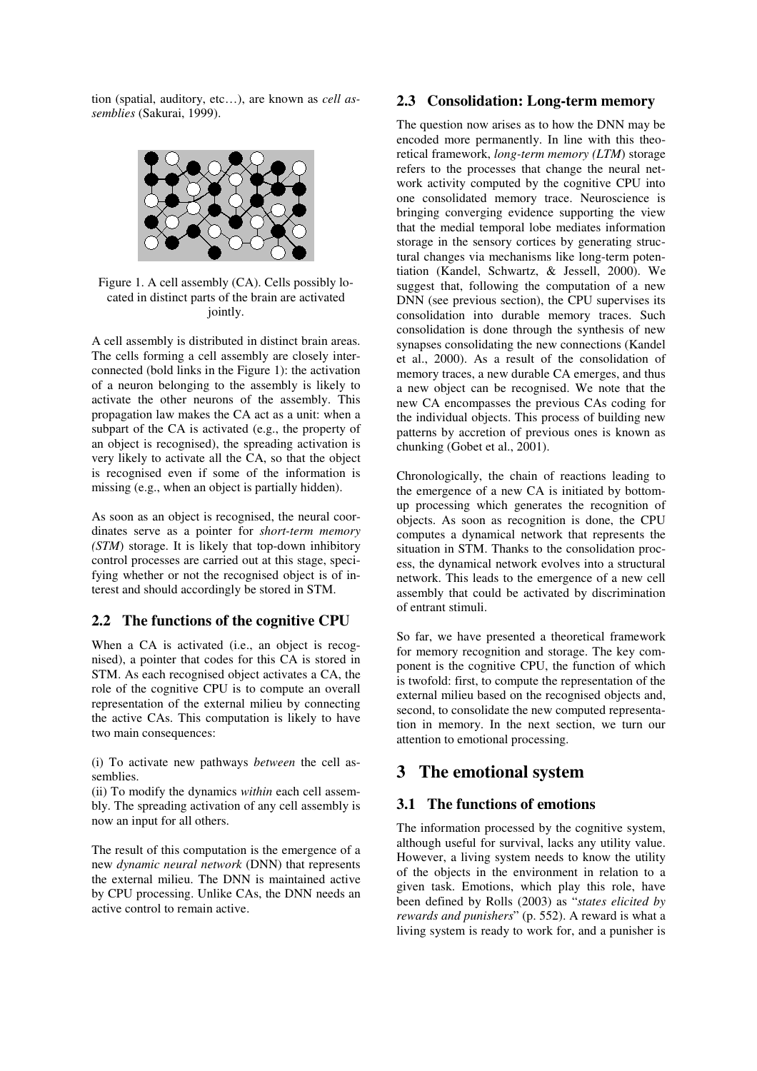tion (spatial, auditory, etc…), are known as *cell assemblies* (Sakurai, 1999).

Figure 1. A cell assembly (CA). Cells possibly located in distinct parts of the brain are activated jointly.

A cell assembly is distributed in distinct brain areas. The cells forming a cell assembly are closely interconnected (bold links in the Figure 1): the activation of a neuron belonging to the assembly is likely to activate the other neurons of the assembly. This propagation law makes the CA act as a unit: when a subpart of the CA is activated (e.g., the property of an object is recognised), the spreading activation is very likely to activate all the CA, so that the object is recognised even if some of the information is missing (e.g., when an object is partially hidden).

As soon as an object is recognised, the neural coordinates serve as a pointer for *short-term memory (STM)* storage. It is likely that top-down inhibitory control processes are carried out at this stage, specifying whether or not the recognised object is of interest and should accordingly be stored in STM.

## 2.2 The functions of the cognitive CPU

When a CA is activated (i.e., an object is recognised), a pointer that codes for this CA is stored in STM. As each recognised object activates a CA, the role of the cognitive CPU is to compute an overall representation of the external milieu by connecting the active CAs. This computation is likely to have two main consequences:

(i) To activate new pathways *between* the cell assemblies.
(ii) To modify the dynamics *within* each cell assembly. The spreading activation of any cell assembly is now an input for all others.

The result of this computation is the emergence of a new *dynamic neural network* (DNN) that represents the external milieu. The DNN is maintained active by CPU processing. Unlike CAs, the DNN needs an active control to remain active.

## 2.3 Consolidation: Long-term memory

The question now arises as to how the DNN may be encoded more permanently. In line with this theoretical framework, *long-term memory (LTM)* storage refers to the processes that change the neural network activity computed by the cognitive CPU into one consolidated memory trace. Neuroscience is bringing converging evidence supporting the view that the medial temporal lobe mediates information storage in the sensory cortices by generating structural changes via mechanisms like long-term potentiation (Kandel, Schwartz, & Jessell, 2000). We suggest that, following the computation of a new DNN (see previous section), the CPU supervises its consolidation into durable memory traces. Such consolidation is done through the synthesis of new synapses consolidating the new connections (Kandel et al., 2000). As a result of the consolidation of memory traces, a new durable CA emerges, and thus a new object can be recognised. We note that the new CA encompasses the previous CAs coding for the individual objects. This process of building new patterns by accretion of previous ones is known as chunking (Gobet et al., 2001).

Chronologically, the chain of reactions leading to the emergence of a new CA is initiated by bottom-up processing which generates the recognition of objects. As soon as recognition is done, the CPU computes a dynamical network that represents the situation in STM. Thanks to the consolidation process, the dynamical network evolves into a structural network. This leads to the emergence of a new cell assembly that could be activated by discrimination of entrant stimuli.

So far, we have presented a theoretical framework for memory recognition and storage. The key component is the cognitive CPU, the function of which is twofold: first, to compute the representation of the external milieu based on the recognised objects and, second, to consolidate the new computed representation in memory. In the next section, we turn our attention to emotional processing.

# 3 The emotional system

## 3.1 The functions of emotions

The information processed by the cognitive system, although useful for survival, lacks any utility value. However, a living system needs to know the utility of the objects in the environment in relation to a given task. Emotions, which play this role, have been defined by Rolls (2003) as "*states elicited by rewards and punishers*" (p. 552). A reward is what a living system is ready to work for, and a punisher is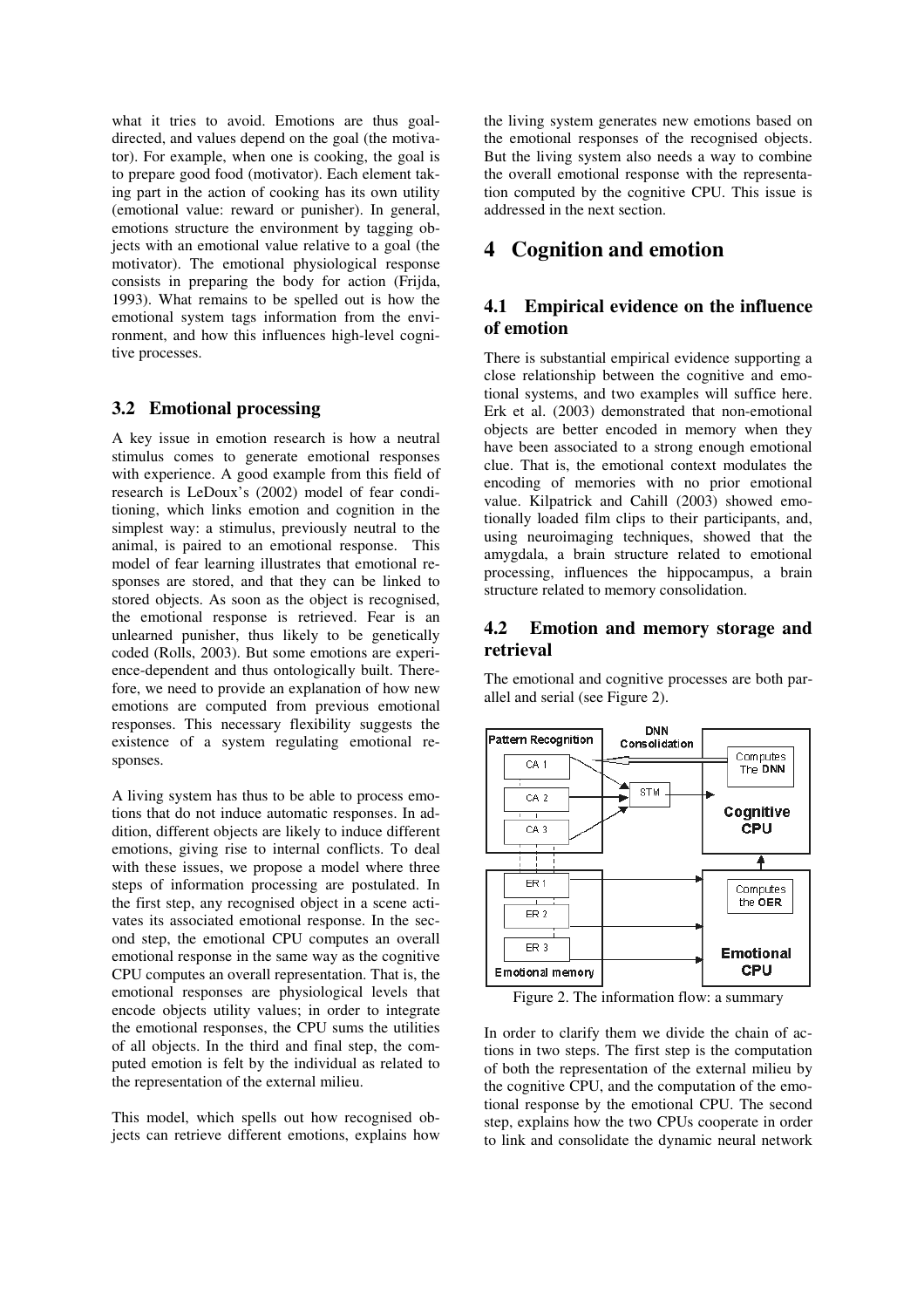what it tries to avoid. Emotions are thus goal-directed, and values depend on the goal (the motivator). For example, when one is cooking, the goal is to prepare good food (motivator). Each element taking part in the action of cooking has its own utility (emotional value: reward or punisher). In general, emotions structure the environment by tagging objects with an emotional value relative to a goal (the motivator). The emotional physiological response consists in preparing the body for action (Frijda, 1993). What remains to be spelled out is how the emotional system tags information from the environment, and how this influences high-level cognitive processes.

### 3.2 Emotional processing

A key issue in emotion research is how a neutral stimulus comes to generate emotional responses with experience. A good example from this field of research is LeDoux's (2002) model of fear conditioning, which links emotion and cognition in the simplest way: a stimulus, previously neutral to the animal, is paired to an emotional response. This model of fear learning illustrates that emotional responses are stored, and that they can be linked to stored objects. As soon as the object is recognised, the emotional response is retrieved. Fear is an unlearned punisher, thus likely to be genetically coded (Rolls, 2003). But some emotions are experience-dependent and thus ontologically built. Therefore, we need to provide an explanation of how new emotions are computed from previous emotional responses. This necessary flexibility suggests the existence of a system regulating emotional responses.

A living system has thus to be able to process emotions that do not induce automatic responses. In addition, different objects are likely to induce different emotions, giving rise to internal conflicts. To deal with these issues, we propose a model where three steps of information processing are postulated. In the first step, any recognised object in a scene activates its associated emotional response. In the second step, the emotional CPU computes an overall emotional response in the same way as the cognitive CPU computes an overall representation. That is, the emotional responses are physiological levels that encode objects utility values; in order to integrate the emotional responses, the CPU sums the utilities of all objects. In the third and final step, the computed emotion is felt by the individual as related to the representation of the external milieu.

This model, which spells out how recognised objects can retrieve different emotions, explains how the living system generates new emotions based on the emotional responses of the recognised objects. But the living system also needs a way to combine the overall emotional response with the representation computed by the cognitive CPU. This issue is addressed in the next section.

## 4 Cognition and emotion

### 4.1 Empirical evidence on the influence of emotion

There is substantial empirical evidence supporting a close relationship between the cognitive and emotional systems, and two examples will suffice here. Erk et al. (2003) demonstrated that non-emotional objects are better encoded in memory when they have been associated to a strong enough emotional clue. That is, the emotional context modulates the encoding of memories with no prior emotional value. Kilpatrick and Cahill (2003) showed emotionally loaded film clips to their participants, and, using neuroimaging techniques, showed that the amygdala, a brain structure related to emotional processing, influences the hippocampus, a brain structure related to memory consolidation.

### 4.2 Emotion and memory storage and retrieval

The emotional and cognitive processes are both parallel and serial (see Figure 2).

Figure 2. The information flow: a summary

In order to clarify them we divide the chain of actions in two steps. The first step is the computation of both the representation of the external milieu by the cognitive CPU, and the computation of the emotional response by the emotional CPU. The second step, explains how the two CPUs cooperate in order to link and consolidate the dynamic neural network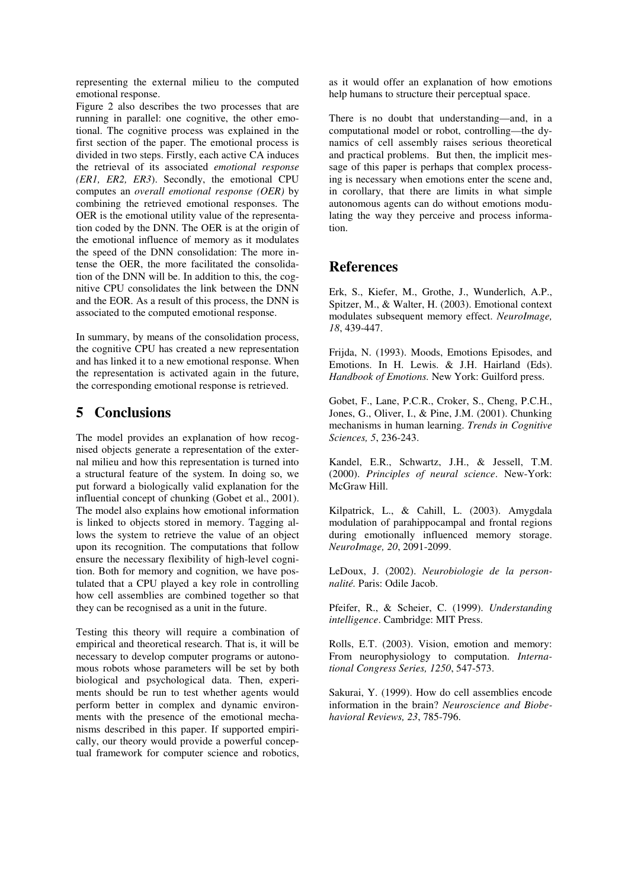representing the external milieu to the computed emotional response.

Figure 2 also describes the two processes that are running in parallel: one cognitive, the other emotional. The cognitive process was explained in the first section of the paper. The emotional process is divided in two steps. Firstly, each active CA induces the retrieval of its associated *emotional response (ER1, ER2, ER3)*. Secondly, the emotional CPU computes an *overall emotional response (OER)* by combining the retrieved emotional responses. The OER is the emotional utility value of the representation coded by the DNN. The OER is at the origin of the emotional influence of memory as it modulates the speed of the DNN consolidation: The more intense the OER, the more facilitated the consolidation of the DNN will be. In addition to this, the cognitive CPU consolidates the link between the DNN and the EOR. As a result of this process, the DNN is associated to the computed emotional response.

In summary, by means of the consolidation process, the cognitive CPU has created a new representation and has linked it to a new emotional response. When the representation is activated again in the future, the corresponding emotional response is retrieved.

# 5 Conclusions

The model provides an explanation of how recognised objects generate a representation of the external milieu and how this representation is turned into a structural feature of the system. In doing so, we put forward a biologically valid explanation for the influential concept of chunking (Gobet et al., 2001). The model also explains how emotional information is linked to objects stored in memory. Tagging allows the system to retrieve the value of an object upon its recognition. The computations that follow ensure the necessary flexibility of high-level cognition. Both for memory and cognition, we have postulated that a CPU played a key role in controlling how cell assemblies are combined together so that they can be recognised as a unit in the future.

Testing this theory will require a combination of empirical and theoretical research. That is, it will be necessary to develop computer programs or autonomous robots whose parameters will be set by both biological and psychological data. Then, experiments should be run to test whether agents would perform better in complex and dynamic environments with the presence of the emotional mechanisms described in this paper. If supported empirically, our theory would provide a powerful conceptual framework for computer science and robotics, as it would offer an explanation of how emotions help humans to structure their perceptual space.

There is no doubt that understanding—and, in a computational model or robot, controlling—the dynamics of cell assembly raises serious theoretical and practical problems. But then, the implicit message of this paper is perhaps that complex processing is necessary when emotions enter the scene and, in corollary, that there are limits in what simple autonomous agents can do without emotions modulating the way they perceive and process information.

# References

Erk, S., Kiefer, M., Grothe, J., Wunderlich, A.P., Spitzer, M., & Walter, H. (2003). Emotional context modulates subsequent memory effect. *NeuroImage, 18*, 439-447.

Frijda, N. (1993). Moods, Emotions Episodes, and Emotions. In H. Lewis. & J.H. Hairland (Eds). *Handbook of Emotions.* New York: Guilford press.

Gobet, F., Lane, P.C.R., Croker, S., Cheng, P.C.H., Jones, G., Oliver, I., & Pine, J.M. (2001). Chunking mechanisms in human learning. *Trends in Cognitive Sciences, 5*, 236-243.

Kandel, E.R., Schwartz, J.H., & Jessell, T.M. (2000). *Principles of neural science*. New-York: McGraw Hill.

Kilpatrick, L., & Cahill, L. (2003). Amygdala modulation of parahippocampal and frontal regions during emotionally influenced memory storage. *NeuroImage, 20*, 2091-2099.

LeDoux, J. (2002). *Neurobiologie de la personnalité.* Paris: Odile Jacob.

Pfeifer, R., & Scheier, C. (1999). *Understanding intelligence*. Cambridge: MIT Press.

Rolls, E.T. (2003). Vision, emotion and memory: From neurophysiology to computation. *International Congress Series, 1250*, 547-573.

Sakurai, Y. (1999). How do cell assemblies encode information in the brain? *Neuroscience and Biobehavioral Reviews, 23*, 785-796.